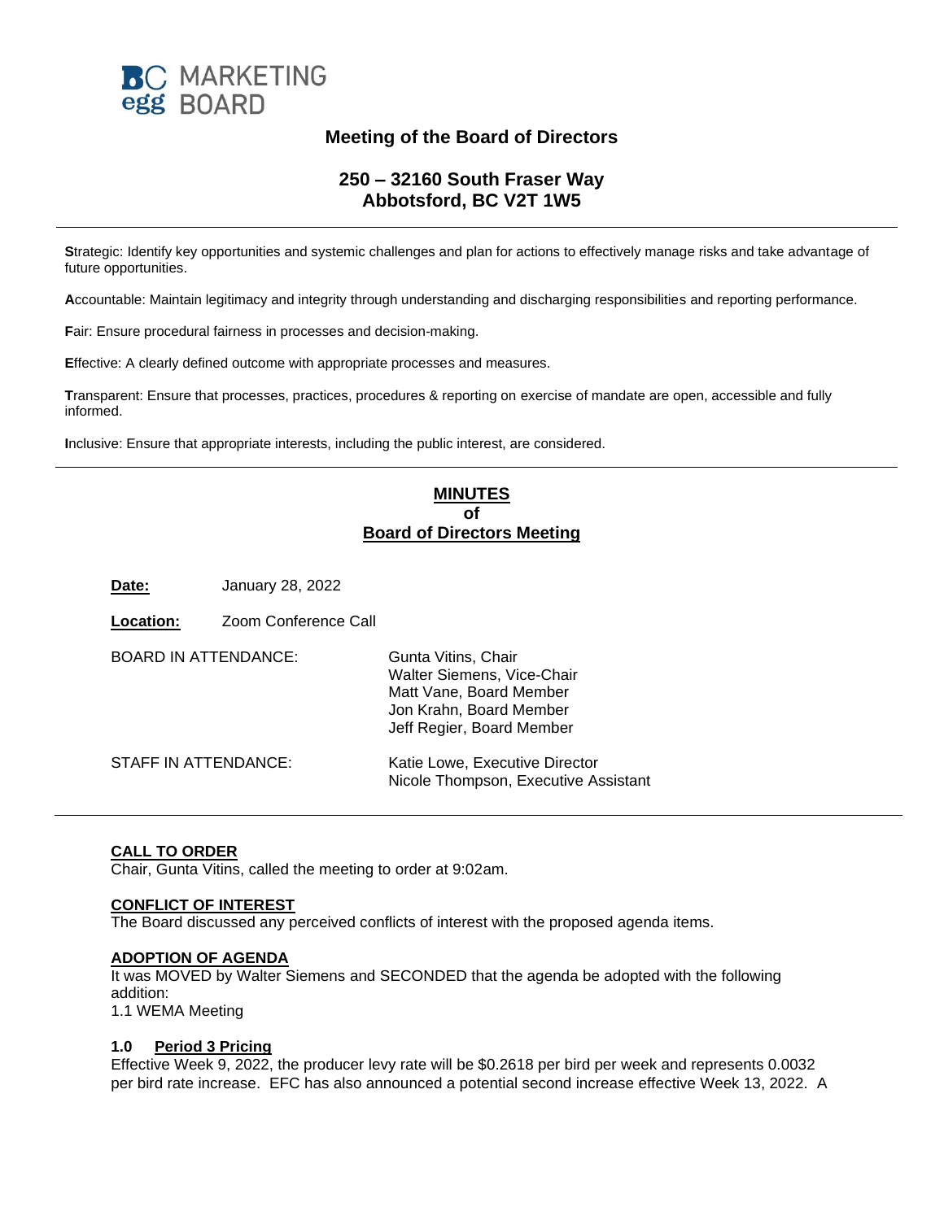BC MARKETING
egg BOARD

## Meeting of the Board of Directors

### 250 – 32160 South Fraser Way
### Abbotsford, BC V2T 1W5

---

**S**trategic: Identify key opportunities and systemic challenges and plan for actions to effectively manage risks and take advantage of future opportunities.

**A**ccountable: Maintain legitimacy and integrity through understanding and discharging responsibilities and reporting performance.

**F**air: Ensure procedural fairness in processes and decision-making.

**E**ffective: A clearly defined outcome with appropriate processes and measures.

**T**ransparent: Ensure that processes, practices, procedures & reporting on exercise of mandate are open, accessible and fully informed.

**I**nclusive: Ensure that appropriate interests, including the public interest, are considered.

---

## MINUTES
## of
## Board of Directors Meeting

**Date:** January 28, 2022

**Location:** Zoom Conference Call

BOARD IN ATTENDANCE:
- Gunta Vitins, Chair
- Walter Siemens, Vice-Chair
- Matt Vane, Board Member
- Jon Krahn, Board Member
- Jeff Regier, Board Member

STAFF IN ATTENDANCE:
- Katie Lowe, Executive Director
- Nicole Thompson, Executive Assistant

---

**CALL TO ORDER**
Chair, Gunta Vitins, called the meeting to order at 9:02am.

**CONFLICT OF INTEREST**
The Board discussed any perceived conflicts of interest with the proposed agenda items.

**ADOPTION OF AGENDA**
It was MOVED by Walter Siemens and SECONDED that the agenda be adopted with the following addition:
1.1 WEMA Meeting

**1.0 Period 3 Pricing**
Effective Week 9, 2022, the producer levy rate will be $0.2618 per bird per week and represents 0.0032 per bird rate increase. EFC has also announced a potential second increase effective Week 13, 2022. A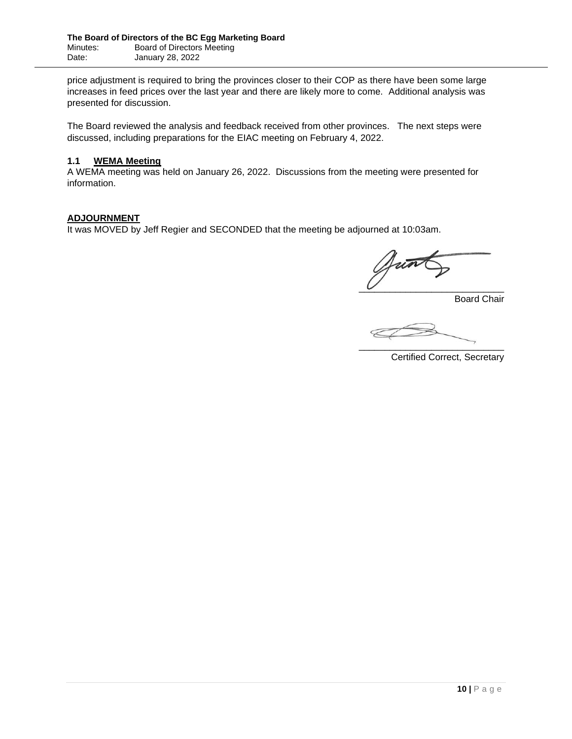price adjustment is required to bring the provinces closer to their COP as there have been some large increases in feed prices over the last year and there are likely more to come. Additional analysis was presented for discussion.

The Board reviewed the analysis and feedback received from other provinces. The next steps were discussed, including preparations for the EIAC meeting on February 4, 2022.

### 1.1 WEMA Meeting

A WEMA meeting was held on January 26, 2022. Discussions from the meeting were presented for information.

### ADJOURNMENT

It was MOVED by Jeff Regier and SECONDED that the meeting be adjourned at 10:03am.

\_\_\_\_\_\_\_\_\_\_\_\_\_\_\_\_\_\_\_\_\_\_\_\_\_\_\_\_
Board Chair

\_\_\_\_\_\_\_\_\_\_\_\_\_\_\_\_\_\_\_\_\_\_\_\_\_\_\_\_
Certified Correct, Secretary